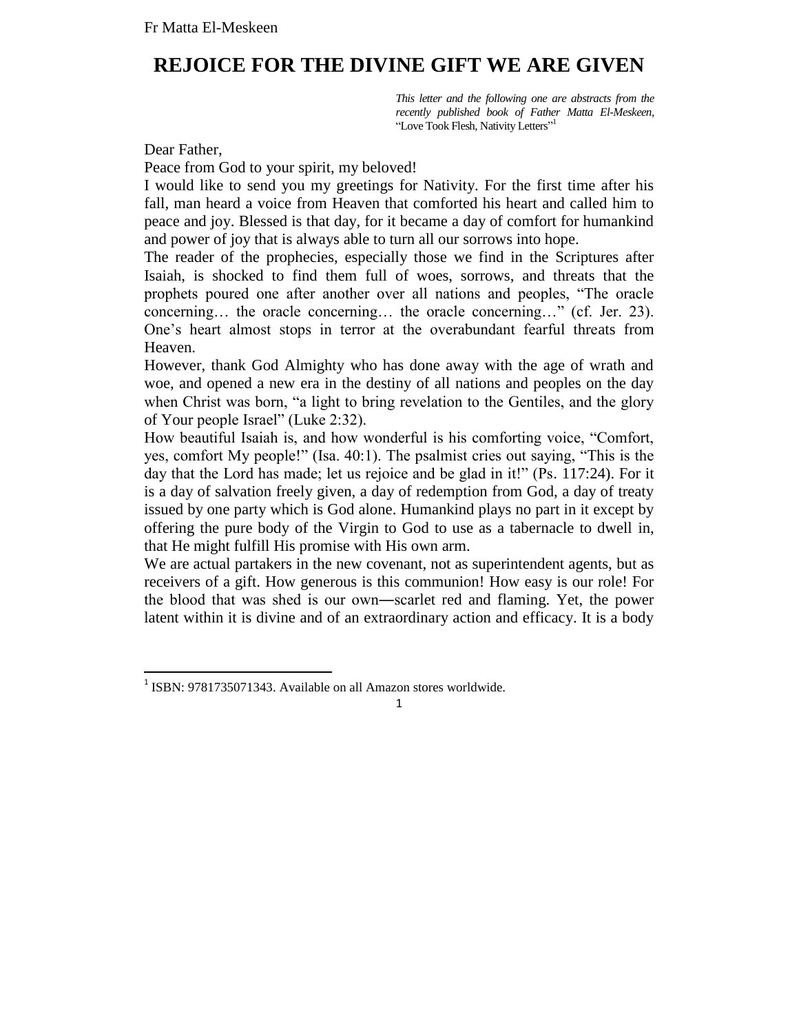# REJOICE FOR THE DIVINE GIFT WE ARE GIVEN

*This letter and the following one are abstracts from the recently published book of Father Matta El-Meskeen,* "Love Took Flesh, Nativity Letters"[1]

Dear Father,

Peace from God to your spirit, my beloved!

I would like to send you my greetings for Nativity. For the first time after his fall, man heard a voice from Heaven that comforted his heart and called him to peace and joy. Blessed is that day, for it became a day of comfort for humankind and power of joy that is always able to turn all our sorrows into hope.

The reader of the prophecies, especially those we find in the Scriptures after Isaiah, is shocked to find them full of woes, sorrows, and threats that the prophets poured one after another over all nations and peoples, "The oracle concerning… the oracle concerning… the oracle concerning…" (cf. Jer. 23). One's heart almost stops in terror at the overabundant fearful threats from Heaven.

However, thank God Almighty who has done away with the age of wrath and woe, and opened a new era in the destiny of all nations and peoples on the day when Christ was born, "a light to bring revelation to the Gentiles, and the glory of Your people Israel" (Luke 2:32).

How beautiful Isaiah is, and how wonderful is his comforting voice, "Comfort, yes, comfort My people!" (Isa. 40:1). The psalmist cries out saying, "This is the day that the Lord has made; let us rejoice and be glad in it!" (Ps. 117:24). For it is a day of salvation freely given, a day of redemption from God, a day of treaty issued by one party which is God alone. Humankind plays no part in it except by offering the pure body of the Virgin to God to use as a tabernacle to dwell in, that He might fulfill His promise with His own arm.

We are actual partakers in the new covenant, not as superintendent agents, but as receivers of a gift. How generous is this communion! How easy is our role! For the blood that was shed is our own―scarlet red and flaming. Yet, the power latent within it is divine and of an extraordinary action and efficacy. It is a body

[1] ISBN: 9781735071343. Available on all Amazon stores worldwide.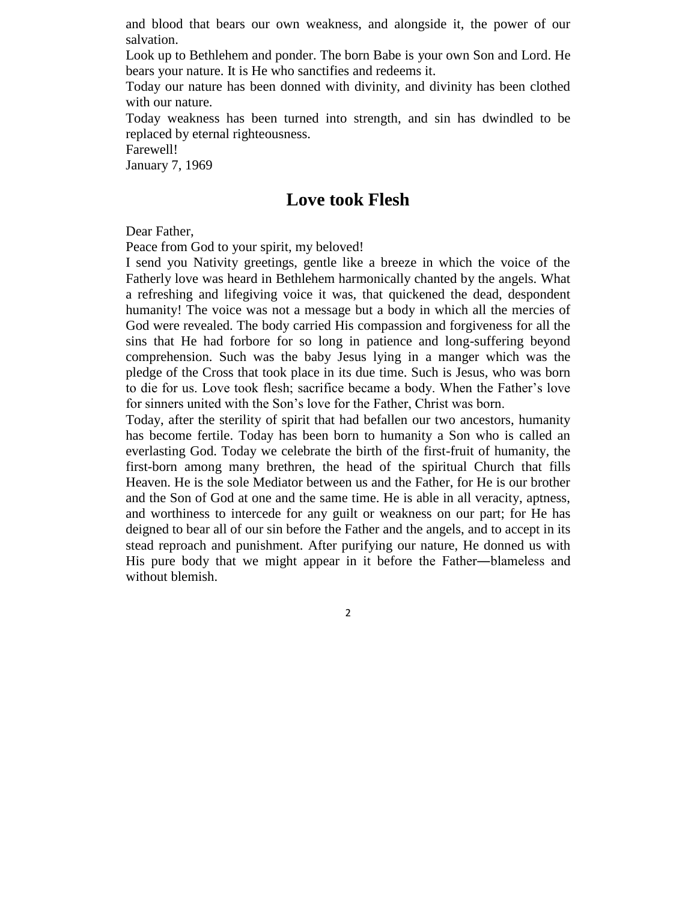and blood that bears our own weakness, and alongside it, the power of our salvation.

Look up to Bethlehem and ponder. The born Babe is your own Son and Lord. He bears your nature. It is He who sanctifies and redeems it.

Today our nature has been donned with divinity, and divinity has been clothed with our nature.

Today weakness has been turned into strength, and sin has dwindled to be replaced by eternal righteousness.

Farewell!

January 7, 1969

## Love took Flesh

Dear Father,

Peace from God to your spirit, my beloved!

I send you Nativity greetings, gentle like a breeze in which the voice of the Fatherly love was heard in Bethlehem harmonically chanted by the angels. What a refreshing and lifegiving voice it was, that quickened the dead, despondent humanity! The voice was not a message but a body in which all the mercies of God were revealed. The body carried His compassion and forgiveness for all the sins that He had forbore for so long in patience and long-suffering beyond comprehension. Such was the baby Jesus lying in a manger which was the pledge of the Cross that took place in its due time. Such is Jesus, who was born to die for us. Love took flesh; sacrifice became a body. When the Father's love for sinners united with the Son's love for the Father, Christ was born.

Today, after the sterility of spirit that had befallen our two ancestors, humanity has become fertile. Today has been born to humanity a Son who is called an everlasting God. Today we celebrate the birth of the first-fruit of humanity, the first-born among many brethren, the head of the spiritual Church that fills Heaven. He is the sole Mediator between us and the Father, for He is our brother and the Son of God at one and the same time. He is able in all veracity, aptness, and worthiness to intercede for any guilt or weakness on our part; for He has deigned to bear all of our sin before the Father and the angels, and to accept in its stead reproach and punishment. After purifying our nature, He donned us with His pure body that we might appear in it before the Father—blameless and without blemish.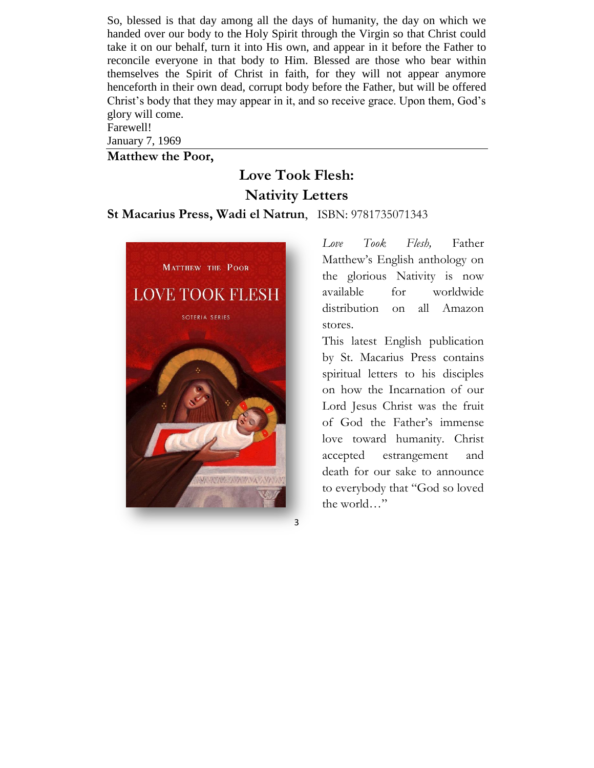So, blessed is that day among all the days of humanity, the day on which we handed over our body to the Holy Spirit through the Virgin so that Christ could take it on our behalf, turn it into His own, and appear in it before the Father to reconcile everyone in that body to Him. Blessed are those who bear within themselves the Spirit of Christ in faith, for they will not appear anymore henceforth in their own dead, corrupt body before the Father, but will be offered Christ's body that they may appear in it, and so receive grace. Upon them, God's glory will come.

Farewell!

January 7, 1969

---

**Matthew the Poor,**

## Love Took Flesh: Nativity Letters

**St Macarius Press, Wadi el Natrun**, ISBN: 9781735071343

*Love Took Flesh,* Father Matthew's English anthology on the glorious Nativity is now available for worldwide distribution on all Amazon stores.

This latest English publication by St. Macarius Press contains spiritual letters to his disciples on how the Incarnation of our Lord Jesus Christ was the fruit of God the Father's immense love toward humanity. Christ accepted estrangement and death for our sake to announce to everybody that "God so loved the world…"